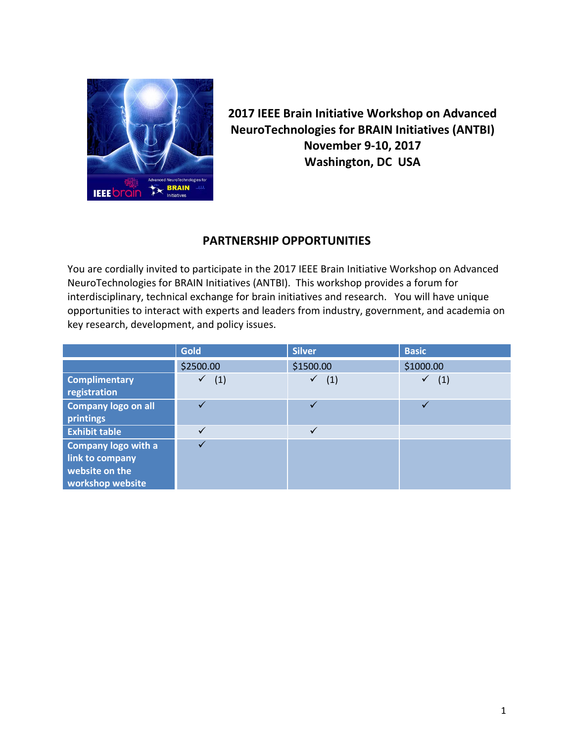# 2017 IEEE Brain Initiative Workshop on Advanced NeuroTechnologies for BRAIN Initiatives (ANTBI)

**November 9-10, 2017**

**Washington, DC USA**

## PARTNERSHIP OPPORTUNITIES

You are cordially invited to participate in the 2017 IEEE Brain Initiative Workshop on Advanced NeuroTechnologies for BRAIN Initiatives (ANTBI). This workshop provides a forum for interdisciplinary, technical exchange for brain initiatives and research. You will have unique opportunities to interact with experts and leaders from industry, government, and academia on key research, development, and policy issues.

| | Gold | Silver | Basic |
|---|---|---|---|
| | $2500.00 | $1500.00 | $1000.00 |
| **Complimentary registration** | ✓ (1) | ✓ (1) | ✓ (1) |
| **Company logo on all printings** | ✓ | ✓ | ✓ |
| **Exhibit table** | ✓ | ✓ | |
| **Company logo with a link to company website on the workshop website** | ✓ | | |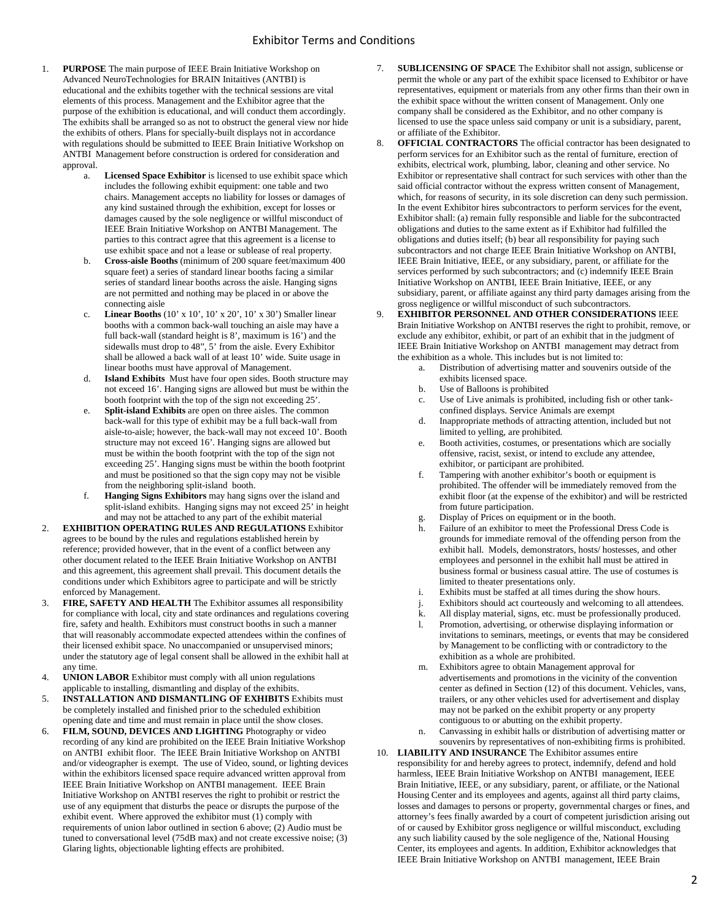# Exhibitor Terms and Conditions

1. **PURPOSE** The main purpose of IEEE Brain Initiative Workshop on Advanced NeuroTechnologies for BRAIN Initaitives (ANTBI) is educational and the exhibits together with the technical sessions are vital elements of this process. Management and the Exhibitor agree that the purpose of the exhibition is educational, and will conduct them accordingly. The exhibits shall be arranged so as not to obstruct the general view nor hide the exhibits of others. Plans for specially-built displays not in accordance with regulations should be submitted to IEEE Brain Initiative Workshop on ANTBI Management before construction is ordered for consideration and approval.
   a. **Licensed Space Exhibitor** is licensed to use exhibit space which includes the following exhibit equipment: one table and two chairs. Management accepts no liability for losses or damages of any kind sustained through the exhibition, except for losses or damages caused by the sole negligence or willful misconduct of IEEE Brain Initiative Workshop on ANTBI Management. The parties to this contract agree that this agreement is a license to use exhibit space and not a lease or sublease of real property.
   b. **Cross-aisle Booths** (minimum of 200 square feet/maximum 400 square feet) a series of standard linear booths facing a similar series of standard linear booths across the aisle. Hanging signs are not permitted and nothing may be placed in or above the connecting aisle
   c. **Linear Booths** (10' x 10', 10' x 20', 10' x 30') Smaller linear booths with a common back-wall touching an aisle may have a full back-wall (standard height is 8', maximum is 16') and the sidewalls must drop to 48", 5' from the aisle. Every Exhibitor shall be allowed a back wall of at least 10' wide. Suite usage in linear booths must have approval of Management.
   d. **Island Exhibits** Must have four open sides. Booth structure may not exceed 16'. Hanging signs are allowed but must be within the booth footprint with the top of the sign not exceeding 25'.
   e. **Split-island Exhibits** are open on three aisles. The common back-wall for this type of exhibit may be a full back-wall from aisle-to-aisle; however, the back-wall may not exceed 10'. Booth structure may not exceed 16'. Hanging signs are allowed but must be within the booth footprint with the top of the sign not exceeding 25'. Hanging signs must be within the booth footprint and must be positioned so that the sign copy may not be visible from the neighboring split-island booth.
   f. **Hanging Signs Exhibitors** may hang signs over the island and split-island exhibits. Hanging signs may not exceed 25' in height and may not be attached to any part of the exhibit material
2. **EXHIBITION OPERATING RULES AND REGULATIONS** Exhibitor agrees to be bound by the rules and regulations established herein by reference; provided however, that in the event of a conflict between any other document related to the IEEE Brain Initiative Workshop on ANTBI and this agreement, this agreement shall prevail. This document details the conditions under which Exhibitors agree to participate and will be strictly enforced by Management.
3. **FIRE, SAFETY AND HEALTH** The Exhibitor assumes all responsibility for compliance with local, city and state ordinances and regulations covering fire, safety and health. Exhibitors must construct booths in such a manner that will reasonably accommodate expected attendees within the confines of their licensed exhibit space. No unaccompanied or unsupervised minors; under the statutory age of legal consent shall be allowed in the exhibit hall at any time.
4. **UNION LABOR** Exhibitor must comply with all union regulations applicable to installing, dismantling and display of the exhibits.
5. **INSTALLATION AND DISMANTLING OF EXHIBITS** Exhibits must be completely installed and finished prior to the scheduled exhibition opening date and time and must remain in place until the show closes.
6. **FILM, SOUND, DEVICES AND LIGHTING** Photography or video recording of any kind are prohibited on the IEEE Brain Initiative Workshop on ANTBI exhibit floor. The IEEE Brain Initiative Workshop on ANTBI and/or videographer is exempt. The use of Video, sound, or lighting devices within the exhibitors licensed space require advanced written approval from IEEE Brain Initiative Workshop on ANTBI management. IEEE Brain Initiative Workshop on ANTBI reserves the right to prohibit or restrict the use of any equipment that disturbs the peace or disrupts the purpose of the exhibit event. Where approved the exhibitor must (1) comply with requirements of union labor outlined in section 6 above; (2) Audio must be tuned to conversational level (75dB max) and not create excessive noise; (3) Glaring lights, objectionable lighting effects are prohibited.
7. **SUBLICENSING OF SPACE** The Exhibitor shall not assign, sublicense or permit the whole or any part of the exhibit space licensed to Exhibitor or have representatives, equipment or materials from any other firms than their own in the exhibit space without the written consent of Management. Only one company shall be considered as the Exhibitor, and no other company is licensed to use the space unless said company or unit is a subsidiary, parent, or affiliate of the Exhibitor.
8. **OFFICIAL CONTRACTORS** The official contractor has been designated to perform services for an Exhibitor such as the rental of furniture, erection of exhibits, electrical work, plumbing, labor, cleaning and other service. No Exhibitor or representative shall contract for such services with other than the said official contractor without the express written consent of Management, which, for reasons of security, in its sole discretion can deny such permission. In the event Exhibitor hires subcontractors to perform services for the event, Exhibitor shall: (a) remain fully responsible and liable for the subcontracted obligations and duties to the same extent as if Exhibitor had fulfilled the obligations and duties itself; (b) bear all responsibility for paying such subcontractors and not charge IEEE Brain Initiative Workshop on ANTBI, IEEE Brain Initiative, IEEE, or any subsidiary, parent, or affiliate for the services performed by such subcontractors; and (c) indemnify IEEE Brain Initiative Workshop on ANTBI, IEEE Brain Initiative, IEEE, or any subsidiary, parent, or affiliate against any third party damages arising from the gross negligence or willful misconduct of such subcontractors.
9. **EXHIBITOR PERSONNEL AND OTHER CONSIDERATIONS** IEEE Brain Initiative Workshop on ANTBI reserves the right to prohibit, remove, or exclude any exhibitor, exhibit, or part of an exhibit that in the judgment of IEEE Brain Initiative Workshop on ANTBI management may detract from the exhibition as a whole. This includes but is not limited to:
   a. Distribution of advertising matter and souvenirs outside of the exhibits licensed space.
   b. Use of Balloons is prohibited
   c. Use of Live animals is prohibited, including fish or other tank-confined displays. Service Animals are exempt
   d. Inappropriate methods of attracting attention, included but not limited to yelling, are prohibited.
   e. Booth activities, costumes, or presentations which are socially offensive, racist, sexist, or intend to exclude any attendee, exhibitor, or participant are prohibited.
   f. Tampering with another exhibitor's booth or equipment is prohibited. The offender will be immediately removed from the exhibit floor (at the expense of the exhibitor) and will be restricted from future participation.
   g. Display of Prices on equipment or in the booth.
   h. Failure of an exhibitor to meet the Professional Dress Code is grounds for immediate removal of the offending person from the exhibit hall. Models, demonstrators, hosts/ hostesses, and other employees and personnel in the exhibit hall must be attired in business formal or business casual attire. The use of costumes is limited to theater presentations only.
   i. Exhibits must be staffed at all times during the show hours.
   j. Exhibitors should act courteously and welcoming to all attendees.
   k. All display material, signs, etc. must be professionally produced.
   l. Promotion, advertising, or otherwise displaying information or invitations to seminars, meetings, or events that may be considered by Management to be conflicting with or contradictory to the exhibition as a whole are prohibited.
   m. Exhibitors agree to obtain Management approval for advertisements and promotions in the vicinity of the convention center as defined in Section (12) of this document. Vehicles, vans, trailers, or any other vehicles used for advertisement and display may not be parked on the exhibit property or any property contiguous to or abutting on the exhibit property.
   n. Canvassing in exhibit halls or distribution of advertising matter or souvenirs by representatives of non-exhibiting firms is prohibited.
10. **LIABILITY AND INSURANCE** The Exhibitor assumes entire responsibility for and hereby agrees to protect, indemnify, defend and hold harmless, IEEE Brain Initiative Workshop on ANTBI management, IEEE Brain Initiative, IEEE, or any subsidiary, parent, or affiliate, or the National Housing Center and its employees and agents, against all third party claims, losses and damages to persons or property, governmental charges or fines, and attorney's fees finally awarded by a court of competent jurisdiction arising out of or caused by Exhibitor gross negligence or willful misconduct, excluding any such liability caused by the sole negligence of the, National Housing Center, its employees and agents. In addition, Exhibitor acknowledges that IEEE Brain Initiative Workshop on ANTBI management, IEEE Brain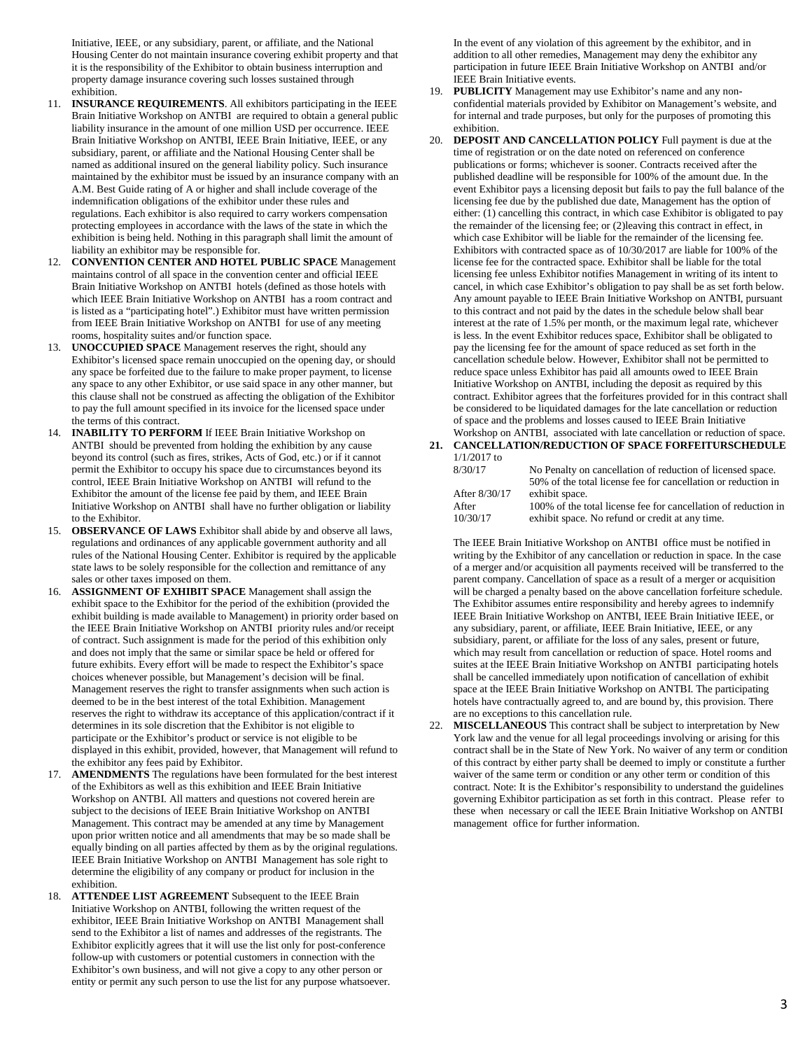Initiative, IEEE, or any subsidiary, parent, or affiliate, and the National Housing Center do not maintain insurance covering exhibit property and that it is the responsibility of the Exhibitor to obtain business interruption and property damage insurance covering such losses sustained through exhibition.

11. **INSURANCE REQUIREMENTS**. All exhibitors participating in the IEEE Brain Initiative Workshop on ANTBI are required to obtain a general public liability insurance in the amount of one million USD per occurrence. IEEE Brain Initiative Workshop on ANTBI, IEEE Brain Initiative, IEEE, or any subsidiary, parent, or affiliate and the National Housing Center shall be named as additional insured on the general liability policy. Such insurance maintained by the exhibitor must be issued by an insurance company with an A.M. Best Guide rating of A or higher and shall include coverage of the indemnification obligations of the exhibitor under these rules and regulations. Each exhibitor is also required to carry workers compensation protecting employees in accordance with the laws of the state in which the exhibition is being held. Nothing in this paragraph shall limit the amount of liability an exhibitor may be responsible for.
12. **CONVENTION CENTER AND HOTEL PUBLIC SPACE** Management maintains control of all space in the convention center and official IEEE Brain Initiative Workshop on ANTBI hotels (defined as those hotels with which IEEE Brain Initiative Workshop on ANTBI has a room contract and is listed as a "participating hotel".) Exhibitor must have written permission from IEEE Brain Initiative Workshop on ANTBI for use of any meeting rooms, hospitality suites and/or function space.
13. **UNOCCUPIED SPACE** Management reserves the right, should any Exhibitor's licensed space remain unoccupied on the opening day, or should any space be forfeited due to the failure to make proper payment, to license any space to any other Exhibitor, or use said space in any other manner, but this clause shall not be construed as affecting the obligation of the Exhibitor to pay the full amount specified in its invoice for the licensed space under the terms of this contract.
14. **INABILITY TO PERFORM** If IEEE Brain Initiative Workshop on ANTBI should be prevented from holding the exhibition by any cause beyond its control (such as fires, strikes, Acts of God, etc.) or if it cannot permit the Exhibitor to occupy his space due to circumstances beyond its control, IEEE Brain Initiative Workshop on ANTBI will refund to the Exhibitor the amount of the license fee paid by them, and IEEE Brain Initiative Workshop on ANTBI shall have no further obligation or liability to the Exhibitor.
15. **OBSERVANCE OF LAWS** Exhibitor shall abide by and observe all laws, regulations and ordinances of any applicable government authority and all rules of the National Housing Center. Exhibitor is required by the applicable state laws to be solely responsible for the collection and remittance of any sales or other taxes imposed on them.
16. **ASSIGNMENT OF EXHIBIT SPACE** Management shall assign the exhibit space to the Exhibitor for the period of the exhibition (provided the exhibit building is made available to Management) in priority order based on the IEEE Brain Initiative Workshop on ANTBI priority rules and/or receipt of contract. Such assignment is made for the period of this exhibition only and does not imply that the same or similar space be held or offered for future exhibits. Every effort will be made to respect the Exhibitor's space choices whenever possible, but Management's decision will be final. Management reserves the right to transfer assignments when such action is deemed to be in the best interest of the total Exhibition. Management reserves the right to withdraw its acceptance of this application/contract if it determines in its sole discretion that the Exhibitor is not eligible to participate or the Exhibitor's product or service is not eligible to be displayed in this exhibit, provided, however, that Management will refund to the exhibitor any fees paid by Exhibitor.
17. **AMENDMENTS** The regulations have been formulated for the best interest of the Exhibitors as well as this exhibition and IEEE Brain Initiative Workshop on ANTBI. All matters and questions not covered herein are subject to the decisions of IEEE Brain Initiative Workshop on ANTBI Management. This contract may be amended at any time by Management upon prior written notice and all amendments that may be so made shall be equally binding on all parties affected by them as by the original regulations. IEEE Brain Initiative Workshop on ANTBI Management has sole right to determine the eligibility of any company or product for inclusion in the exhibition.
18. **ATTENDEE LIST AGREEMENT** Subsequent to the IEEE Brain Initiative Workshop on ANTBI, following the written request of the exhibitor, IEEE Brain Initiative Workshop on ANTBI Management shall send to the Exhibitor a list of names and addresses of the registrants. The Exhibitor explicitly agrees that it will use the list only for post-conference follow-up with customers or potential customers in connection with the Exhibitor's own business, and will not give a copy to any other person or entity or permit any such person to use the list for any purpose whatsoever. In the event of any violation of this agreement by the exhibitor, and in addition to all other remedies, Management may deny the exhibitor any participation in future IEEE Brain Initiative Workshop on ANTBI and/or IEEE Brain Initiative events.
19. **PUBLICITY** Management may use Exhibitor's name and any non-confidential materials provided by Exhibitor on Management's website, and for internal and trade purposes, but only for the purposes of promoting this exhibition.
20. **DEPOSIT AND CANCELLATION POLICY** Full payment is due at the time of registration or on the date noted on referenced on conference publications or forms; whichever is sooner. Contracts received after the published deadline will be responsible for 100% of the amount due. In the event Exhibitor pays a licensing deposit but fails to pay the full balance of the licensing fee due by the published due date, Management has the option of either: (1) cancelling this contract, in which case Exhibitor is obligated to pay the remainder of the licensing fee; or (2)leaving this contract in effect, in which case Exhibitor will be liable for the remainder of the licensing fee. Exhibitors with contracted space as of 10/30/2017 are liable for 100% of the license fee for the contracted space. Exhibitor shall be liable for the total licensing fee unless Exhibitor notifies Management in writing of its intent to cancel, in which case Exhibitor's obligation to pay shall be as set forth below. Any amount payable to IEEE Brain Initiative Workshop on ANTBI, pursuant to this contract and not paid by the dates in the schedule below shall bear interest at the rate of 1.5% per month, or the maximum legal rate, whichever is less. In the event Exhibitor reduces space, Exhibitor shall be obligated to pay the licensing fee for the amount of space reduced as set forth in the cancellation schedule below. However, Exhibitor shall not be permitted to reduce space unless Exhibitor has paid all amounts owed to IEEE Brain Initiative Workshop on ANTBI, including the deposit as required by this contract. Exhibitor agrees that the forfeitures provided for in this contract shall be considered to be liquidated damages for the late cancellation or reduction of space and the problems and losses caused to IEEE Brain Initiative Workshop on ANTBI, associated with late cancellation or reduction of space.
21. **CANCELLATION/REDUCTION OF SPACE FORFEITURSCHEDULE**

| | |
|---|---|
| 1/1/2017 to 8/30/17 | No Penalty on cancellation of reduction of licensed space. |
| After 8/30/17 | 50% of the total license fee for cancellation or reduction in exhibit space. |
| After 10/30/17 | 100% of the total license fee for cancellation of reduction in exhibit space. No refund or credit at any time. |

The IEEE Brain Initiative Workshop on ANTBI office must be notified in writing by the Exhibitor of any cancellation or reduction in space. In the case of a merger and/or acquisition all payments received will be transferred to the parent company. Cancellation of space as a result of a merger or acquisition will be charged a penalty based on the above cancellation forfeiture schedule. The Exhibitor assumes entire responsibility and hereby agrees to indemnify IEEE Brain Initiative Workshop on ANTBI, IEEE Brain Initiative IEEE, or any subsidiary, parent, or affiliate, IEEE Brain Initiative, IEEE, or any subsidiary, parent, or affiliate for the loss of any sales, present or future, which may result from cancellation or reduction of space. Hotel rooms and suites at the IEEE Brain Initiative Workshop on ANTBI participating hotels shall be cancelled immediately upon notification of cancellation of exhibit space at the IEEE Brain Initiative Workshop on ANTBI. The participating hotels have contractually agreed to, and are bound by, this provision. There are no exceptions to this cancellation rule.

22. **MISCELLANEOUS** This contract shall be subject to interpretation by New York law and the venue for all legal proceedings involving or arising for this contract shall be in the State of New York. No waiver of any term or condition of this contract by either party shall be deemed to imply or constitute a further waiver of the same term or condition or any other term or condition of this contract. Note: It is the Exhibitor's responsibility to understand the guidelines governing Exhibitor participation as set forth in this contract. Please refer to these when necessary or call the IEEE Brain Initiative Workshop on ANTBI management office for further information.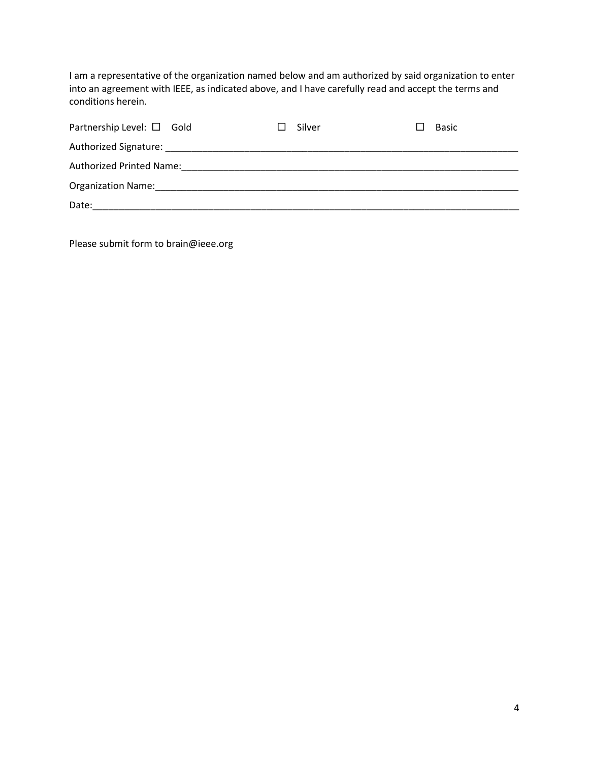I am a representative of the organization named below and am authorized by said organization to enter into an agreement with IEEE, as indicated above, and I have carefully read and accept the terms and conditions herein.

Partnership Level: ☐ Gold ☐ Silver ☐ Basic

Authorized Signature: ______________________________________________________________________

Authorized Printed Name: ___________________________________________________________________

Organization Name: _______________________________________________________________________

Date: ____________________________________________________________________________________

Please submit form to brain@ieee.org